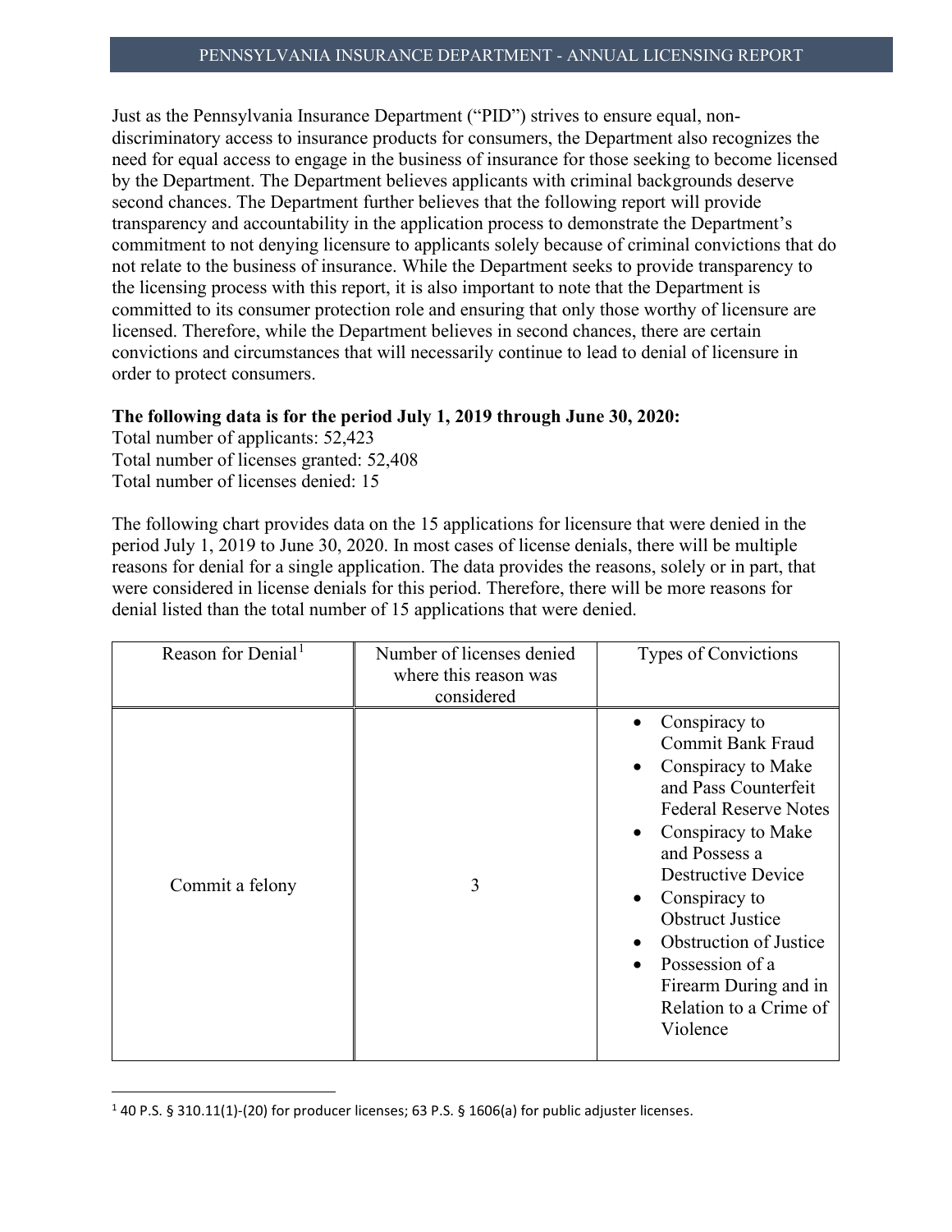Just as the Pennsylvania Insurance Department ("PID") strives to ensure equal, non-discriminatory access to insurance products for consumers, the Department also recognizes the need for equal access to engage in the business of insurance for those seeking to become licensed by the Department. The Department believes applicants with criminal backgrounds deserve second chances. The Department further believes that the following report will provide transparency and accountability in the application process to demonstrate the Department's commitment to not denying licensure to applicants solely because of criminal convictions that do not relate to the business of insurance. While the Department seeks to provide transparency to the licensing process with this report, it is also important to note that the Department is committed to its consumer protection role and ensuring that only those worthy of licensure are licensed. Therefore, while the Department believes in second chances, there are certain convictions and circumstances that will necessarily continue to lead to denial of licensure in order to protect consumers.

**The following data is for the period July 1, 2019 through June 30, 2020:**
Total number of applicants: 52,423
Total number of licenses granted: 52,408
Total number of licenses denied: 15

The following chart provides data on the 15 applications for licensure that were denied in the period July 1, 2019 to June 30, 2020. In most cases of license denials, there will be multiple reasons for denial for a single application. The data provides the reasons, solely or in part, that were considered in license denials for this period. Therefore, there will be more reasons for denial listed than the total number of 15 applications that were denied.

| Reason for Denial[1] | Number of licenses denied where this reason was considered | Types of Convictions |
|---|---|---|
| Commit a felony | 3 | • Conspiracy to Commit Bank Fraud<br>• Conspiracy to Make and Pass Counterfeit Federal Reserve Notes<br>• Conspiracy to Make and Possess a Destructive Device<br>• Conspiracy to Obstruct Justice<br>• Obstruction of Justice<br>• Possession of a Firearm During and in Relation to a Crime of Violence |

[1] 40 P.S. § 310.11(1)-(20) for producer licenses; 63 P.S. § 1606(a) for public adjuster licenses.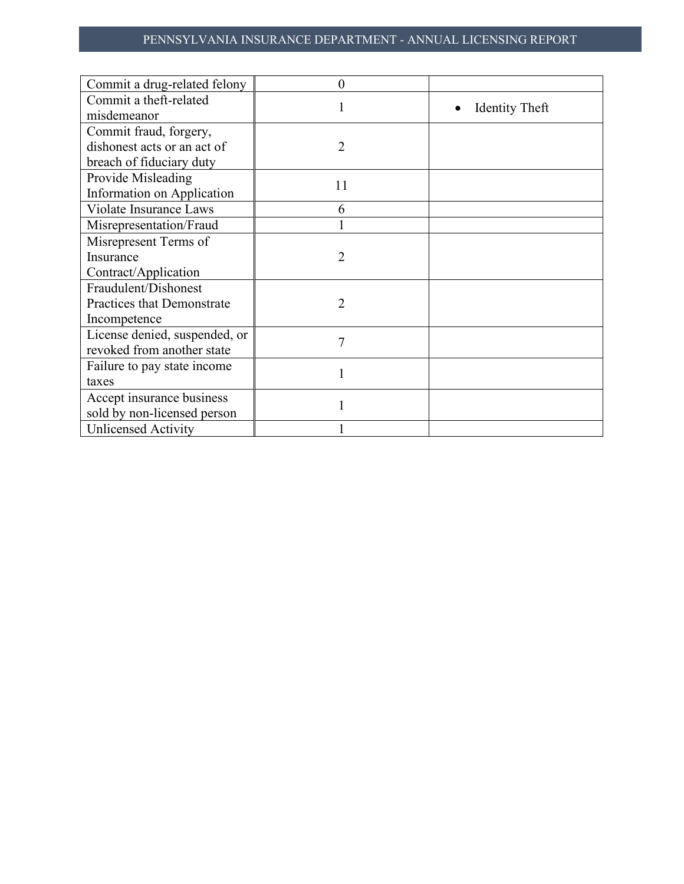| | | |
|---|---|---|
| Commit a drug-related felony | 0 | |
| Commit a theft-related misdemeanor | 1 | • Identity Theft |
| Commit fraud, forgery, dishonest acts or an act of breach of fiduciary duty | 2 | |
| Provide Misleading Information on Application | 11 | |
| Violate Insurance Laws | 6 | |
| Misrepresentation/Fraud | 1 | |
| Misrepresent Terms of Insurance Contract/Application | 2 | |
| Fraudulent/Dishonest Practices that Demonstrate Incompetence | 2 | |
| License denied, suspended, or revoked from another state | 7 | |
| Failure to pay state income taxes | 1 | |
| Accept insurance business sold by non-licensed person | 1 | |
| Unlicensed Activity | 1 | |